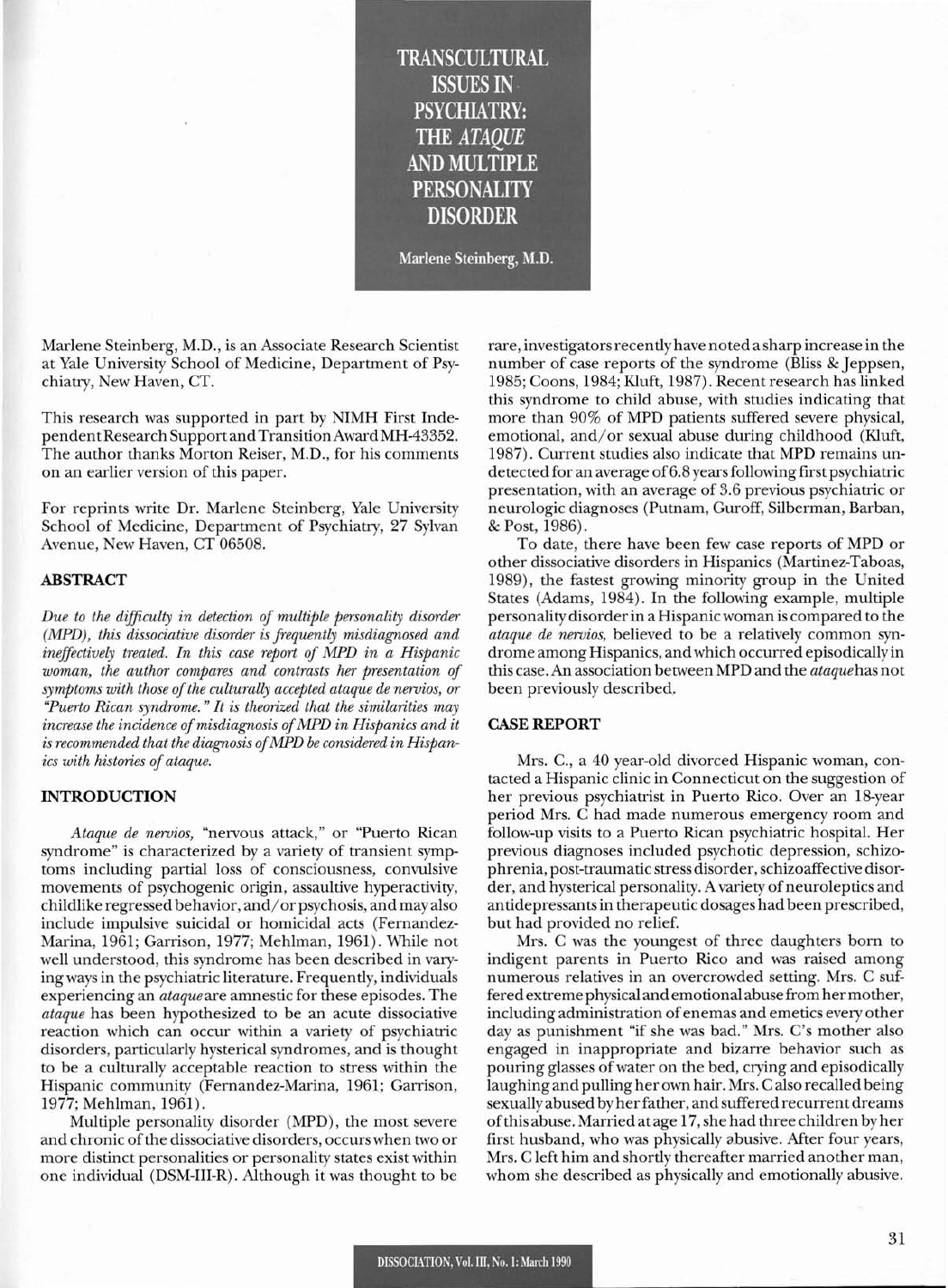# TRANSCULTURAL ISSUES IN PSYCHIATRY: THE *ATAQUE* AND MULTIPLE PERSONALITY DISORDER

**Marlene Steinberg, M.D.**

Marlene Steinberg, M.D., is an Associate Research Scientist at Yale University School of Medicine, Department of Psychiatry, New Haven, CT.

This research was supported in part by NIMH First Independent Research Support and Transition Award MH-43352. The author thanks Morton Reiser, M.D., for his comments on an earlier version of this paper.

For reprints write Dr. Marlene Steinberg, Yale University School of Medicine, Department of Psychiatry, 27 Sylvan Avenue, New Haven, CT 06508.

## ABSTRACT

*Due to the difficulty in detection of multiple personality disorder (MPD), this dissociative disorder is frequently misdiagnosed and ineffectively treated. In this case report of MPD in a Hispanic woman, the author compares and contrasts her presentation of symptoms with those of the culturally accepted ataque de nervios, or "Puerto Rican syndrome." It is theorized that the similarities may increase the incidence of misdiagnosis of MPD in Hispanics and it is recommended that the diagnosis of MPD be considered in Hispanics with histories of ataque.*

## INTRODUCTION

*Ataque de nervios,* "nervous attack," or "Puerto Rican syndrome" is characterized by a variety of transient symptoms including partial loss of consciousness, convulsive movements of psychogenic origin, assaultive hyperactivity, childlike regressed behavior, and/or psychosis, and may also include impulsive suicidal or homicidal acts (Fernandez-Marina, 1961; Garrison, 1977; Mehlman, 1961). While not well understood, this syndrome has been described in varying ways in the psychiatric literature. Frequently, individuals experiencing an *ataque* are amnestic for these episodes. The *ataque* has been hypothesized to be an acute dissociative reaction which can occur within a variety of psychiatric disorders, particularly hysterical syndromes, and is thought to be a culturally acceptable reaction to stress within the Hispanic community (Fernandez-Marina, 1961; Garrison, 1977; Mehlman, 1961).

Multiple personality disorder (MPD), the most severe and chronic of the dissociative disorders, occurs when two or more distinct personalities or personality states exist within one individual (DSM-III-R). Although it was thought to be rare, investigators recently have noted a sharp increase in the number of case reports of the syndrome (Bliss & Jeppsen, 1985; Coons, 1984; Kluft, 1987). Recent research has linked this syndrome to child abuse, with studies indicating that more than 90% of MPD patients suffered severe physical, emotional, and/or sexual abuse during childhood (Kluft, 1987). Current studies also indicate that MPD remains undetected for an average of 6.8 years following first psychiatric presentation, with an average of 3.6 previous psychiatric or neurologic diagnoses (Putnam, Guroff, Silberman, Barban, & Post, 1986).

To date, there have been few case reports of MPD or other dissociative disorders in Hispanics (Martinez-Taboas, 1989), the fastest growing minority group in the United States (Adams, 1984). In the following example, multiple personality disorder in a Hispanic woman is compared to the *ataque de nervios,* believed to be a relatively common syndrome among Hispanics, and which occurred episodically in this case. An association between MPD and the *ataque* has not been previously described.

## CASE REPORT

Mrs. C., a 40 year-old divorced Hispanic woman, contacted a Hispanic clinic in Connecticut on the suggestion of her previous psychiatrist in Puerto Rico. Over an 18-year period Mrs. C had made numerous emergency room and follow-up visits to a Puerto Rican psychiatric hospital. Her previous diagnoses included psychotic depression, schizophrenia, post-traumatic stress disorder, schizoaffective disorder, and hysterical personality. A variety of neuroleptics and antidepressants in therapeutic dosages had been prescribed, but had provided no relief.

Mrs. C was the youngest of three daughters born to indigent parents in Puerto Rico and was raised among numerous relatives in an overcrowded setting. Mrs. C suffered extreme physical and emotional abuse from her mother, including administration of enemas and emetics every other day as punishment "if she was bad." Mrs. C's mother also engaged in inappropriate and bizarre behavior such as pouring glasses of water on the bed, crying and episodically laughing and pulling her own hair. Mrs. C also recalled being sexually abused by her father, and suffered recurrent dreams of this abuse. Married at age 17, she had three children by her first husband, who was physically abusive. After four years, Mrs. C left him and shortly thereafter married another man, whom she described as physically and emotionally abusive.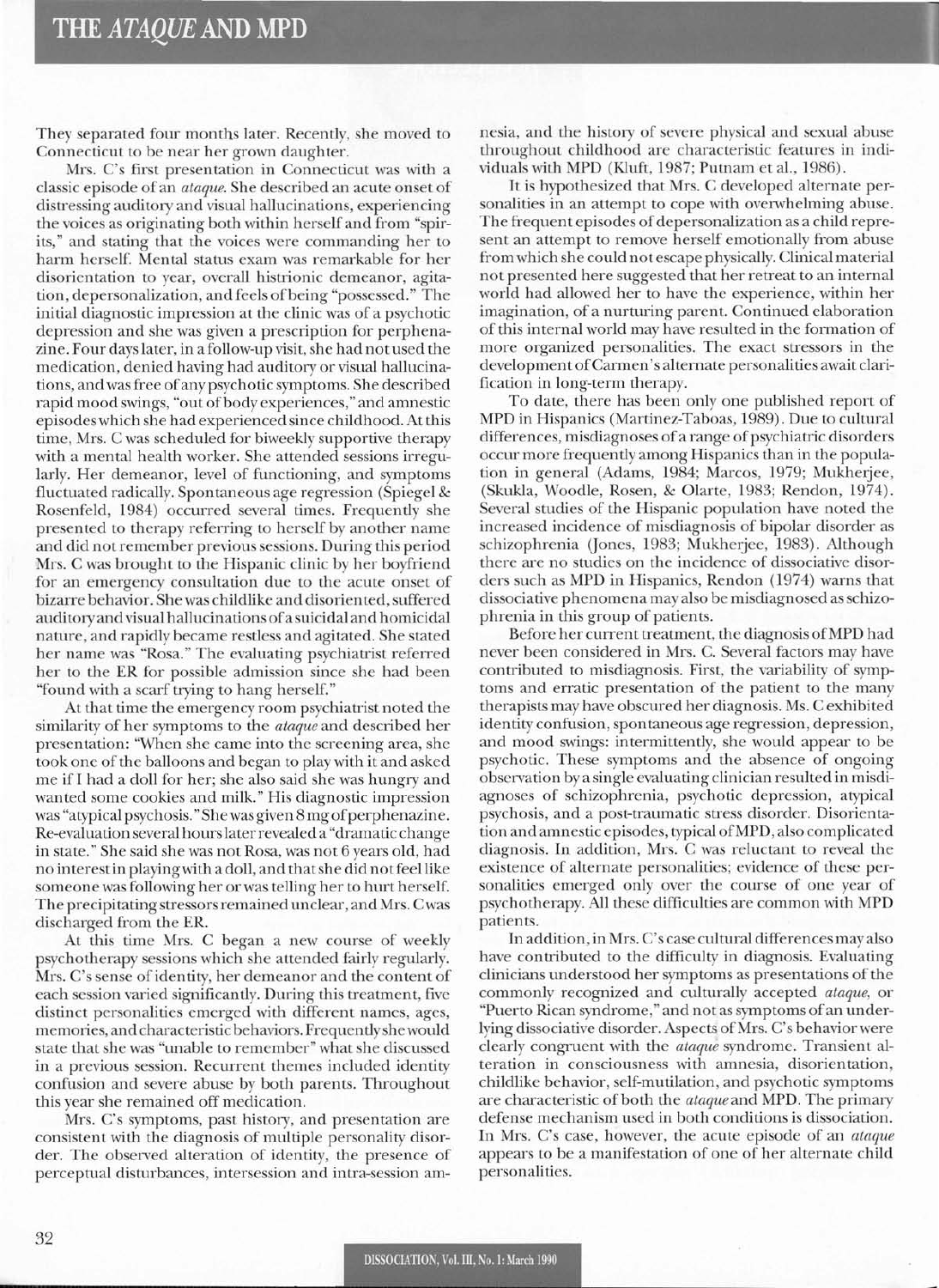They separated four months later. Recently, she moved to Connecticut to be near her grown daughter.

Mrs. C's first presentation in Connecticut was with a classic episode of an *ataque*. She described an acute onset of distressing auditory and visual hallucinations, experiencing the voices as originating both within herself and from "spirits," and stating that the voices were commanding her to harm herself. Mental status exam was remarkable for her disorientation to year, overall histrionic demeanor, agitation, depersonalization, and feels of being "possessed." The initial diagnostic impression at the clinic was of a psychotic depression and she was given a prescription for perphenazine. Four days later, in a follow-up visit, she had not used the medication, denied having had auditory or visual hallucinations, and was free of any psychotic symptoms. She described rapid mood swings, "out of body experiences," and amnestic episodes which she had experienced since childhood. At this time, Mrs. C was scheduled for biweekly supportive therapy with a mental health worker. She attended sessions irregularly. Her demeanor, level of functioning, and symptoms fluctuated radically. Spontaneous age regression (Spiegel & Rosenfeld, 1984) occurred several times. Frequently she presented to therapy referring to herself by another name and did not remember previous sessions. During this period Mrs. C was brought to the Hispanic clinic by her boyfriend for an emergency consultation due to the acute onset of bizarre behavior. She was childlike and disoriented, suffered auditory and visual hallucinations of a suicidal and homicidal nature, and rapidly became restless and agitated. She stated her name was "Rosa." The evaluating psychiatrist referred her to the ER for possible admission since she had been "found with a scarf trying to hang herself."

At that time the emergency room psychiatrist noted the similarity of her symptoms to the *ataque* and described her presentation: "When she came into the screening area, she took one of the balloons and began to play with it and asked me if I had a doll for her; she also said she was hungry and wanted some cookies and milk." His diagnostic impression was "atypical psychosis." She was given 8 mg of perphenazine. Re-evaluation several hours later revealed a "dramatic change in state." She said she was not Rosa, was not 6 years old, had no interest in playing with a doll, and that she did not feel like someone was following her or was telling her to hurt herself. The precipitating stressors remained unclear, and Mrs. C was discharged from the ER.

At this time Mrs. C began a new course of weekly psychotherapy sessions which she attended fairly regularly. Mrs. C's sense of identity, her demeanor and the content of each session varied significantly. During this treatment, five distinct personalities emerged with different names, ages, memories, and characteristic behaviors. Frequently she would state that she was "unable to remember" what she discussed in a previous session. Recurrent themes included identity confusion and severe abuse by both parents. Throughout this year she remained off medication.

Mrs. C's symptoms, past history, and presentation are consistent with the diagnosis of multiple personality disorder. The observed alteration of identity, the presence of perceptual disturbances, intersession and intra-session amnesia, and the history of severe physical and sexual abuse throughout childhood are characteristic features in individuals with MPD (Kluft, 1987; Putnam et al., 1986).

It is hypothesized that Mrs. C developed alternate personalities in an attempt to cope with overwhelming abuse. The frequent episodes of depersonalization as a child represent an attempt to remove herself emotionally from abuse from which she could not escape physically. Clinical material not presented here suggested that her retreat to an internal world had allowed her to have the experience, within her imagination, of a nurturing parent. Continued elaboration of this internal world may have resulted in the formation of more organized personalities. The exact stressors in the development of Carmen's alternate personalities await clarification in long-term therapy.

To date, there has been only one published report of MPD in Hispanics (Martinez-Taboas, 1989). Due to cultural differences, misdiagnoses of a range of psychiatric disorders occur more frequently among Hispanics than in the population in general (Adams, 1984; Marcos, 1979; Mukherjee, (Skukla, Woodle, Rosen, & Olarte, 1983; Rendon, 1974). Several studies of the Hispanic population have noted the increased incidence of misdiagnosis of bipolar disorder as schizophrenia (Jones, 1983; Mukherjee, 1983). Although there are no studies on the incidence of dissociative disorders such as MPD in Hispanics, Rendon (1974) warns that dissociative phenomena may also be misdiagnosed as schizophrenia in this group of patients.

Before her current treatment, the diagnosis of MPD had never been considered in Mrs. C. Several factors may have contributed to misdiagnosis. First, the variability of symptoms and erratic presentation of the patient to the many therapists may have obscured her diagnosis. Ms. C exhibited identity confusion, spontaneous age regression, depression, and mood swings: intermittently, she would appear to be psychotic. These symptoms and the absence of ongoing observation by a single evaluating clinician resulted in misdiagnoses of schizophrenia, psychotic depression, atypical psychosis, and a post-traumatic stress disorder. Disorientation and amnestic episodes, typical of MPD, also complicated diagnosis. In addition, Mrs. C was reluctant to reveal the existence of alternate personalities; evidence of these personalities emerged only over the course of one year of psychotherapy. All these difficulties are common with MPD patients.

In addition, in Mrs. C's case cultural differences may also have contributed to the difficulty in diagnosis. Evaluating clinicians understood her symptoms as presentations of the commonly recognized and culturally accepted *ataque*, or "Puerto Rican syndrome," and not as symptoms of an underlying dissociative disorder. Aspects of Mrs. C's behavior were clearly congruent with the *ataque* syndrome. Transient alteration in consciousness with amnesia, disorientation, childlike behavior, self-mutilation, and psychotic symptoms are characteristic of both the *ataque* and MPD. The primary defense mechanism used in both conditions is dissociation. In Mrs. C's case, however, the acute episode of an *ataque* appears to be a manifestation of one of her alternate child personalities.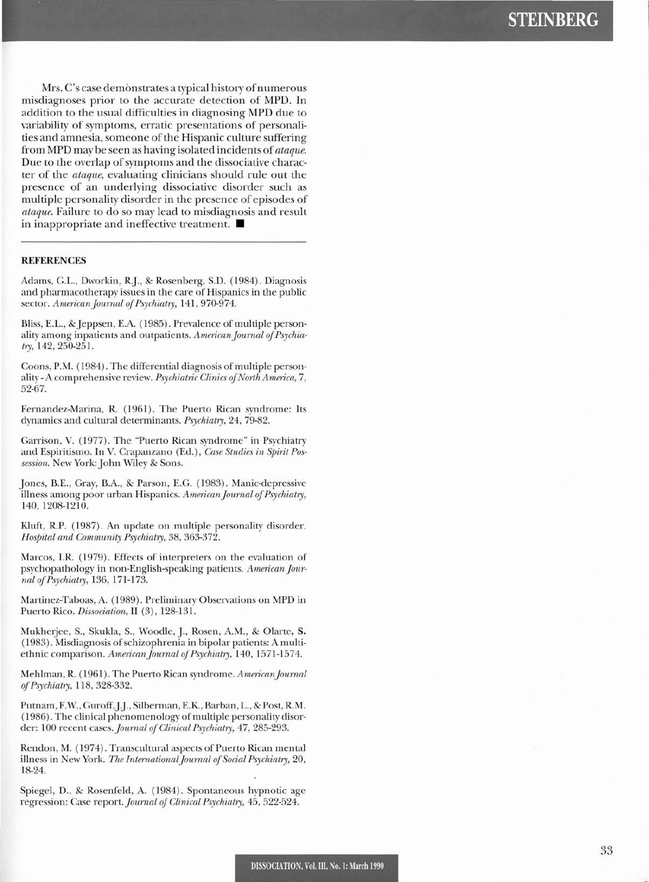Mrs. C's case demonstrates a typical history of numerous misdiagnoses prior to the accurate detection of MPD. In addition to the usual difficulties in diagnosing MPD due to variability of symptoms, erratic presentations of personalities and amnesia, someone of the Hispanic culture suffering from MPD may be seen as having isolated incidents of *ataque*. Due to the overlap of symptoms and the dissociative character of the *ataque*, evaluating clinicians should rule out the presence of an underlying dissociative disorder such as multiple personality disorder in the presence of episodes of *ataque*. Failure to do so may lead to misdiagnosis and result in inappropriate and ineffective treatment. ■

## REFERENCES

Adams, G.L., Dworkin, R.J., & Rosenberg, S.D. (1984). Diagnosis and pharmacotherapy issues in the care of Hispanics in the public sector. *American Journal of Psychiatry*, 141, 970-974.

Bliss, E.L., & Jeppsen, E.A. (1985). Prevalence of multiple personality among inpatients and outpatients. *American Journal of Psychiatry*, 142, 250-251.

Coons, P.M. (1984). The differential diagnosis of multiple personality - A comprehensive review. *Psychiatric Clinics of North America*, 7, 52-67.

Fernandez-Marina, R. (1961). The Puerto Rican syndrome: Its dynamics and cultural determinants. *Psychiatry*, 24, 79-82.

Garrison, V. (1977). The "Puerto Rican syndrome" in Psychiatry and Espiritismo. In V. Crapanzano (Ed.), *Case Studies in Spirit Possession*. New York: John Wiley & Sons.

Jones, B.E., Gray, B.A., & Parson, E.G. (1983). Manic-depressive illness among poor urban Hispanics. *American Journal of Psychiatry*, 140, 1208-1210.

Kluft, R.P. (1987). An update on multiple personality disorder. *Hospital and Community Psychiatry*, 38, 363-372.

Marcos, L.R. (1979). Effects of interpreters on the evaluation of psychopathology in non-English-speaking patients. *American Journal of Psychiatry*, 136, 171-173.

Martinez-Taboas, A. (1989). Preliminary Observations on MPD in Puerto Rico. *Dissociation*, II (3), 128-131.

Mukherjee, S., Skukla, S., Woodle, J., Rosen, A.M., & Olarte, S. (1983). Misdiagnosis of schizophrenia in bipolar patients: A multiethnic comparison. *American Journal of Psychiatry*, 140, 1571-1574.

Mehlman, R. (1961). The Puerto Rican syndrome. *American Journal of Psychiatry*, 118, 328-332.

Putnam, F.W., Guroff, J.J., Silberman, E.K., Barban, L., & Post, R.M. (1986). The clinical phenomenology of multiple personality disorder: 100 recent cases. *Journal of Clinical Psychiatry*, 47, 285-293.

Rendon, M. (1974). Transcultural aspects of Puerto Rican mental illness in New York. *The International Journal of Social Psychiatry*, 20, 18-24.

Spiegel, D., & Rosenfeld, A. (1984). Spontaneous hypnotic age regression: Case report. *Journal of Clinical Psychiatry*, 45, 522-524.